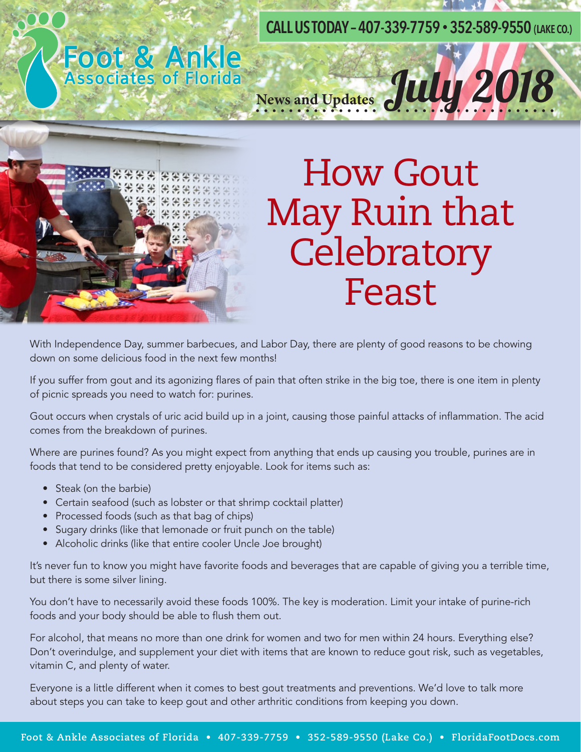# Foot & Ankle Associates of Florida

CALL US TODAY – 407-339-7759 • 352-589-9550 (LAKE CO.)

News and Updates **July 2018**

# How Gout May Ruin that Celebratory Feast

With Independence Day, summer barbecues, and Labor Day, there are plenty of good reasons to be chowing down on some delicious food in the next few months!

If you suffer from gout and its agonizing flares of pain that often strike in the big toe, there is one item in plenty of picnic spreads you need to watch for: purines.

Gout occurs when crystals of uric acid build up in a joint, causing those painful attacks of inflammation. The acid comes from the breakdown of purines.

Where are purines found? As you might expect from anything that ends up causing you trouble, purines are in foods that tend to be considered pretty enjoyable. Look for items such as:

- Steak (on the barbie)
- Certain seafood (such as lobster or that shrimp cocktail platter)
- Processed foods (such as that bag of chips)
- Sugary drinks (like that lemonade or fruit punch on the table)
- Alcoholic drinks (like that entire cooler Uncle Joe brought)

It's never fun to know you might have favorite foods and beverages that are capable of giving you a terrible time, but there is some silver lining.

You don't have to necessarily avoid these foods 100%. The key is moderation. Limit your intake of purine-rich foods and your body should be able to flush them out.

For alcohol, that means no more than one drink for women and two for men within 24 hours. Everything else? Don't overindulge, and supplement your diet with items that are known to reduce gout risk, such as vegetables, vitamin C, and plenty of water.

Everyone is a little different when it comes to best gout treatments and preventions. We'd love to talk more about steps you can take to keep gout and other arthritic conditions from keeping you down.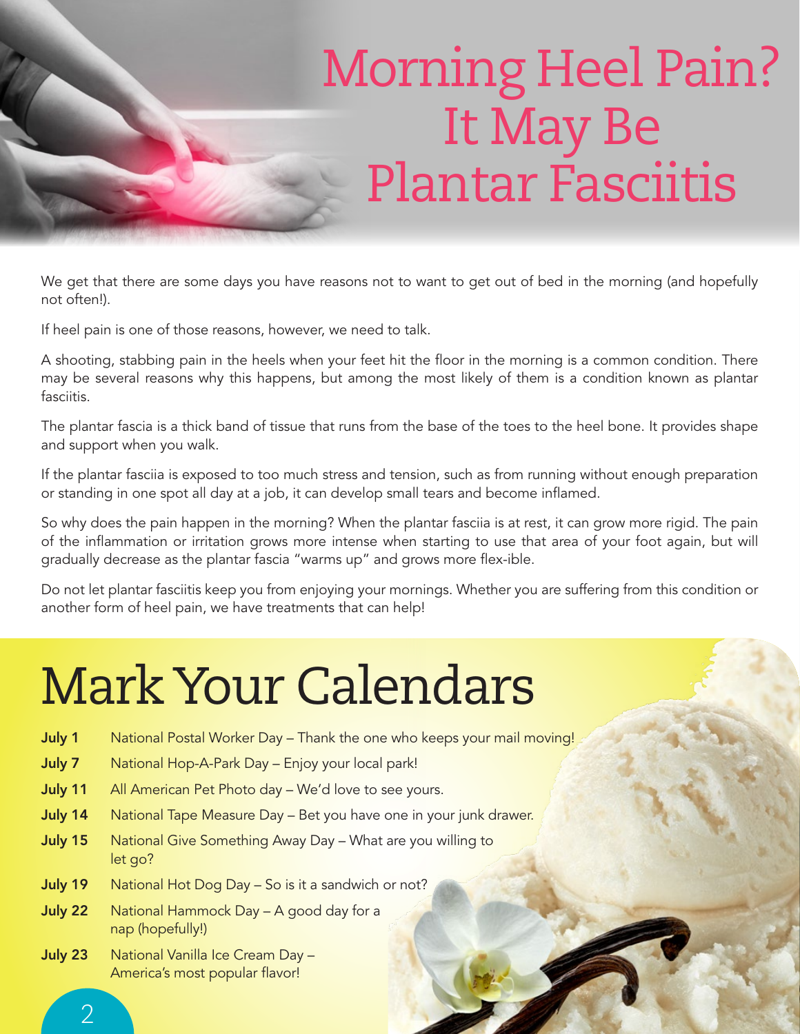# Morning Heel Pain? It May Be Plantar Fasciitis

We get that there are some days you have reasons not to want to get out of bed in the morning (and hopefully not often!).

If heel pain is one of those reasons, however, we need to talk.

A shooting, stabbing pain in the heels when your feet hit the floor in the morning is a common condition. There may be several reasons why this happens, but among the most likely of them is a condition known as plantar fasciitis.

The plantar fascia is a thick band of tissue that runs from the base of the toes to the heel bone. It provides shape and support when you walk.

If the plantar fasciia is exposed to too much stress and tension, such as from running without enough preparation or standing in one spot all day at a job, it can develop small tears and become inflamed.

So why does the pain happen in the morning? When the plantar fasciia is at rest, it can grow more rigid. The pain of the inflammation or irritation grows more intense when starting to use that area of your foot again, but will gradually decrease as the plantar fascia "warms up" and grows more flex-ible.

Do not let plantar fasciitis keep you from enjoying your mornings. Whether you are suffering from this condition or another form of heel pain, we have treatments that can help!

# Mark Your Calendars

**July 1** National Postal Worker Day – Thank the one who keeps your mail moving!

**July 7** National Hop-A-Park Day – Enjoy your local park!

**July 11** All American Pet Photo day – We'd love to see yours.

**July 14** National Tape Measure Day – Bet you have one in your junk drawer.

**July 15** National Give Something Away Day – What are you willing to let go?

**July 19** National Hot Dog Day – So is it a sandwich or not?

**July 22** National Hammock Day – A good day for a nap (hopefully!)

**July 23** National Vanilla Ice Cream Day – America's most popular flavor!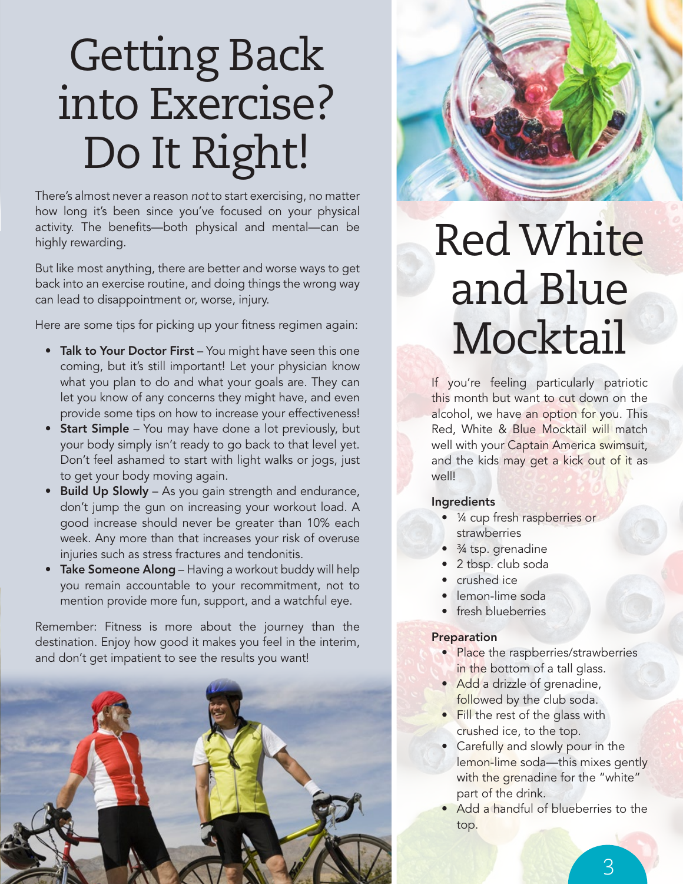# Getting Back into Exercise? Do It Right!

There's almost never a reason *not* to start exercising, no matter how long it's been since you've focused on your physical activity. The benefits—both physical and mental—can be highly rewarding.

But like most anything, there are better and worse ways to get back into an exercise routine, and doing things the wrong way can lead to disappointment or, worse, injury.

Here are some tips for picking up your fitness regimen again:

- **Talk to Your Doctor First** – You might have seen this one coming, but it's still important! Let your physician know what you plan to do and what your goals are. They can let you know of any concerns they might have, and even provide some tips on how to increase your effectiveness!
- **Start Simple** – You may have done a lot previously, but your body simply isn't ready to go back to that level yet. Don't feel ashamed to start with light walks or jogs, just to get your body moving again.
- **Build Up Slowly** – As you gain strength and endurance, don't jump the gun on increasing your workout load. A good increase should never be greater than 10% each week. Any more than that increases your risk of overuse injuries such as stress fractures and tendonitis.
- **Take Someone Along** – Having a workout buddy will help you remain accountable to your recommitment, not to mention provide more fun, support, and a watchful eye.

Remember: Fitness is more about the journey than the destination. Enjoy how good it makes you feel in the interim, and don't get impatient to see the results you want!

# Red White and Blue Mocktail

If you're feeling particularly patriotic this month but want to cut down on the alcohol, we have an option for you. This Red, White & Blue Mocktail will match well with your Captain America swimsuit, and the kids may get a kick out of it as well!

**Ingredients**

- ¼ cup fresh raspberries or strawberries
- ¾ tsp. grenadine
- 2 tbsp. club soda
- crushed ice
- lemon-lime soda
- fresh blueberries

**Preparation**

- Place the raspberries/strawberries in the bottom of a tall glass.
- Add a drizzle of grenadine, followed by the club soda.
- Fill the rest of the glass with crushed ice, to the top.
- Carefully and slowly pour in the lemon-lime soda—this mixes gently with the grenadine for the "white" part of the drink.
- Add a handful of blueberries to the top.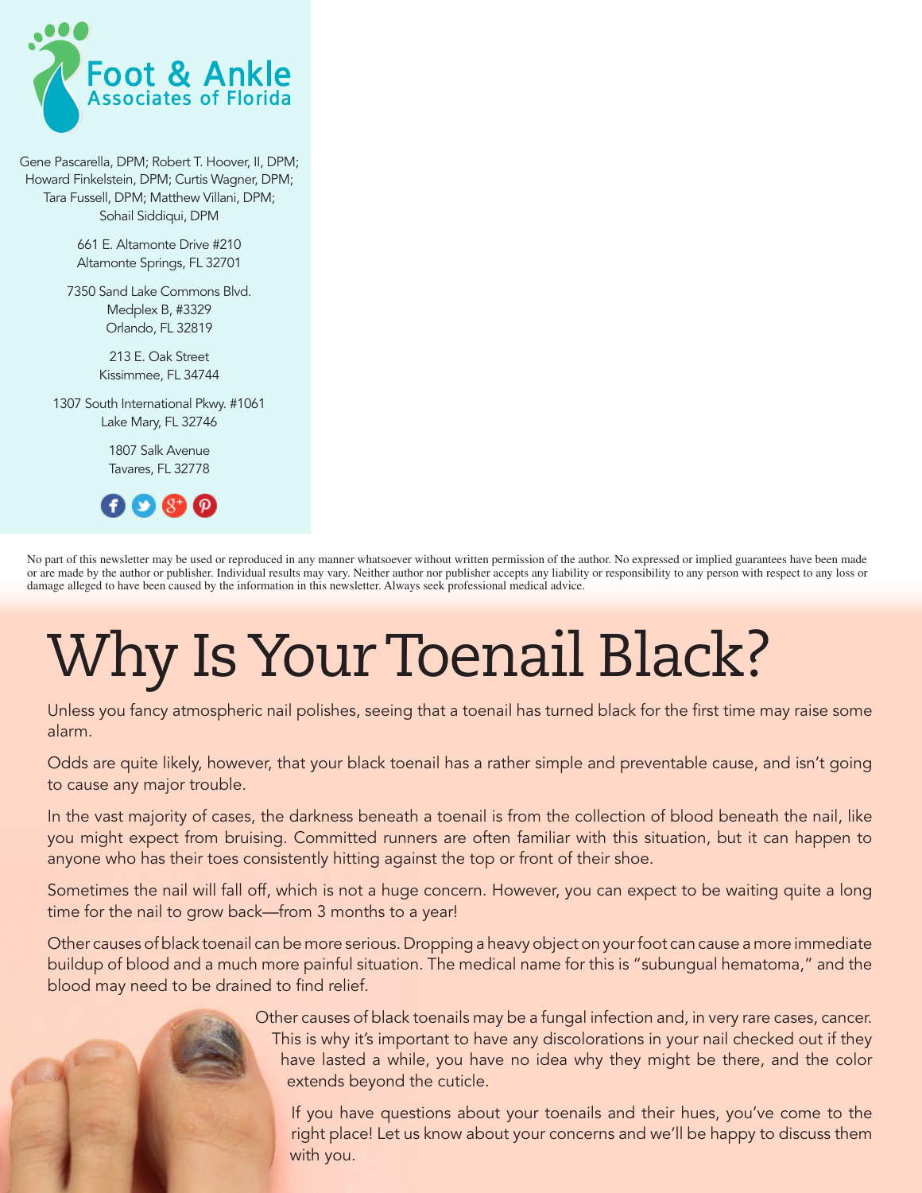Foot & Ankle Associates of Florida

Gene Pascarella, DPM; Robert T. Hoover, II, DPM; Howard Finkelstein, DPM; Curtis Wagner, DPM; Tara Fussell, DPM; Matthew Villani, DPM; Sohail Siddiqui, DPM

661 E. Altamonte Drive #210
Altamonte Springs, FL 32701

7350 Sand Lake Commons Blvd.
Medplex B, #3329
Orlando, FL 32819

213 E. Oak Street
Kissimmee, FL 34744

1307 South International Pkwy. #1061
Lake Mary, FL 32746

1807 Salk Avenue
Tavares, FL 32778

No part of this newsletter may be used or reproduced in any manner whatsoever without written permission of the author. No expressed or implied guarantees have been made or are made by the author or publisher. Individual results may vary. Neither author nor publisher accepts any liability or responsibility to any person with respect to any loss or damage alleged to have been caused by the information in this newsletter. Always seek professional medical advice.

# Why Is Your Toenail Black?

Unless you fancy atmospheric nail polishes, seeing that a toenail has turned black for the first time may raise some alarm.

Odds are quite likely, however, that your black toenail has a rather simple and preventable cause, and isn't going to cause any major trouble.

In the vast majority of cases, the darkness beneath a toenail is from the collection of blood beneath the nail, like you might expect from bruising. Committed runners are often familiar with this situation, but it can happen to anyone who has their toes consistently hitting against the top or front of their shoe.

Sometimes the nail will fall off, which is not a huge concern. However, you can expect to be waiting quite a long time for the nail to grow back—from 3 months to a year!

Other causes of black toenail can be more serious. Dropping a heavy object on your foot can cause a more immediate buildup of blood and a much more painful situation. The medical name for this is "subungual hematoma," and the blood may need to be drained to find relief.

Other causes of black toenails may be a fungal infection and, in very rare cases, cancer. This is why it's important to have any discolorations in your nail checked out if they have lasted a while, you have no idea why they might be there, and the color extends beyond the cuticle.

If you have questions about your toenails and their hues, you've come to the right place! Let us know about your concerns and we'll be happy to discuss them with you.